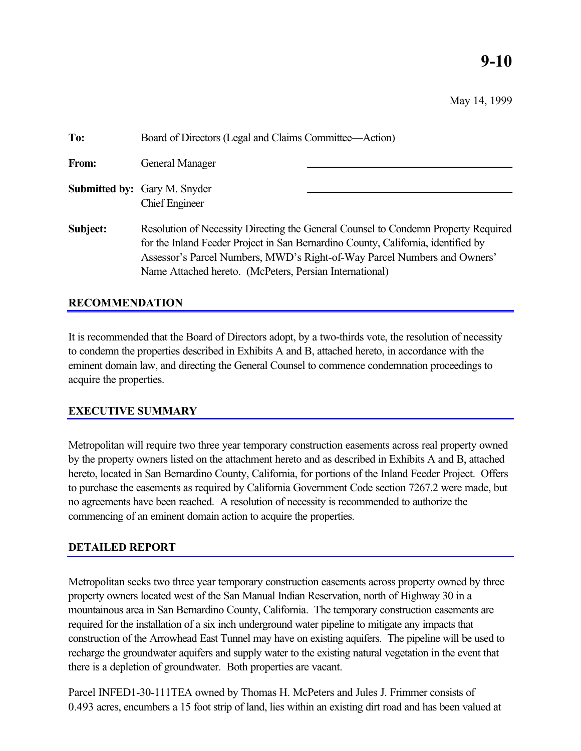# 9-10

May 14, 1999

**To:** Board of Directors (Legal and Claims Committee—Action)

**From:** General Manager

**Submitted by:** Gary M. Snyder
Chief Engineer

**Subject:** Resolution of Necessity Directing the General Counsel to Condemn Property Required for the Inland Feeder Project in San Bernardino County, California, identified by Assessor's Parcel Numbers, MWD's Right-of-Way Parcel Numbers and Owners' Name Attached hereto. (McPeters, Persian International)

## RECOMMENDATION

It is recommended that the Board of Directors adopt, by a two-thirds vote, the resolution of necessity to condemn the properties described in Exhibits A and B, attached hereto, in accordance with the eminent domain law, and directing the General Counsel to commence condemnation proceedings to acquire the properties.

## EXECUTIVE SUMMARY

Metropolitan will require two three year temporary construction easements across real property owned by the property owners listed on the attachment hereto and as described in Exhibits A and B, attached hereto, located in San Bernardino County, California, for portions of the Inland Feeder Project. Offers to purchase the easements as required by California Government Code section 7267.2 were made, but no agreements have been reached. A resolution of necessity is recommended to authorize the commencing of an eminent domain action to acquire the properties.

## DETAILED REPORT

Metropolitan seeks two three year temporary construction easements across property owned by three property owners located west of the San Manual Indian Reservation, north of Highway 30 in a mountainous area in San Bernardino County, California. The temporary construction easements are required for the installation of a six inch underground water pipeline to mitigate any impacts that construction of the Arrowhead East Tunnel may have on existing aquifers. The pipeline will be used to recharge the groundwater aquifers and supply water to the existing natural vegetation in the event that there is a depletion of groundwater. Both properties are vacant.

Parcel INFED1-30-111TEA owned by Thomas H. McPeters and Jules J. Frimmer consists of 0.493 acres, encumbers a 15 foot strip of land, lies within an existing dirt road and has been valued at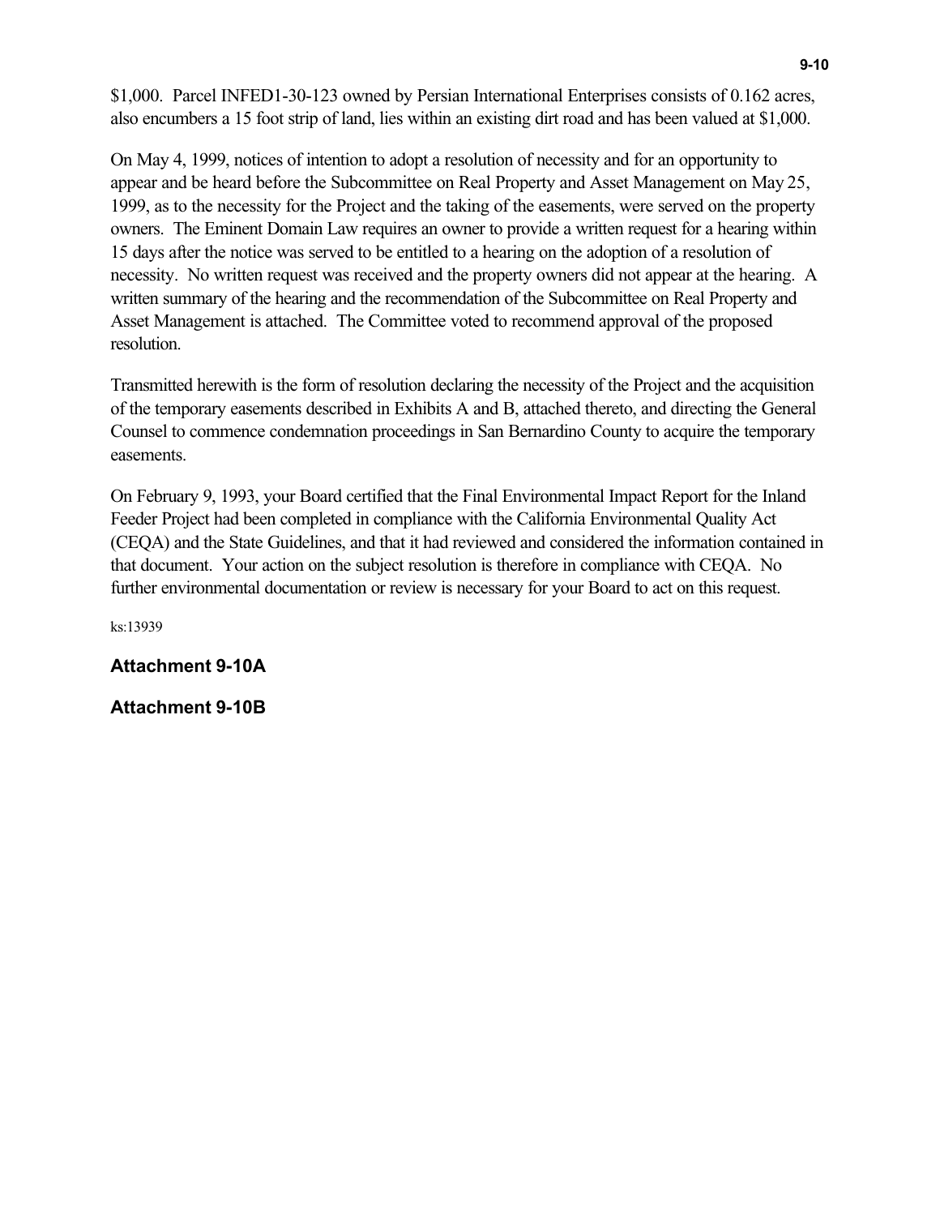$1,000. Parcel INFED1-30-123 owned by Persian International Enterprises consists of 0.162 acres, also encumbers a 15 foot strip of land, lies within an existing dirt road and has been valued at $1,000.

On May 4, 1999, notices of intention to adopt a resolution of necessity and for an opportunity to appear and be heard before the Subcommittee on Real Property and Asset Management on May 25, 1999, as to the necessity for the Project and the taking of the easements, were served on the property owners. The Eminent Domain Law requires an owner to provide a written request for a hearing within 15 days after the notice was served to be entitled to a hearing on the adoption of a resolution of necessity. No written request was received and the property owners did not appear at the hearing. A written summary of the hearing and the recommendation of the Subcommittee on Real Property and Asset Management is attached. The Committee voted to recommend approval of the proposed resolution.

Transmitted herewith is the form of resolution declaring the necessity of the Project and the acquisition of the temporary easements described in Exhibits A and B, attached thereto, and directing the General Counsel to commence condemnation proceedings in San Bernardino County to acquire the temporary easements.

On February 9, 1993, your Board certified that the Final Environmental Impact Report for the Inland Feeder Project had been completed in compliance with the California Environmental Quality Act (CEQA) and the State Guidelines, and that it had reviewed and considered the information contained in that document. Your action on the subject resolution is therefore in compliance with CEQA. No further environmental documentation or review is necessary for your Board to act on this request.

ks:13939

**Attachment 9-10A**

**Attachment 9-10B**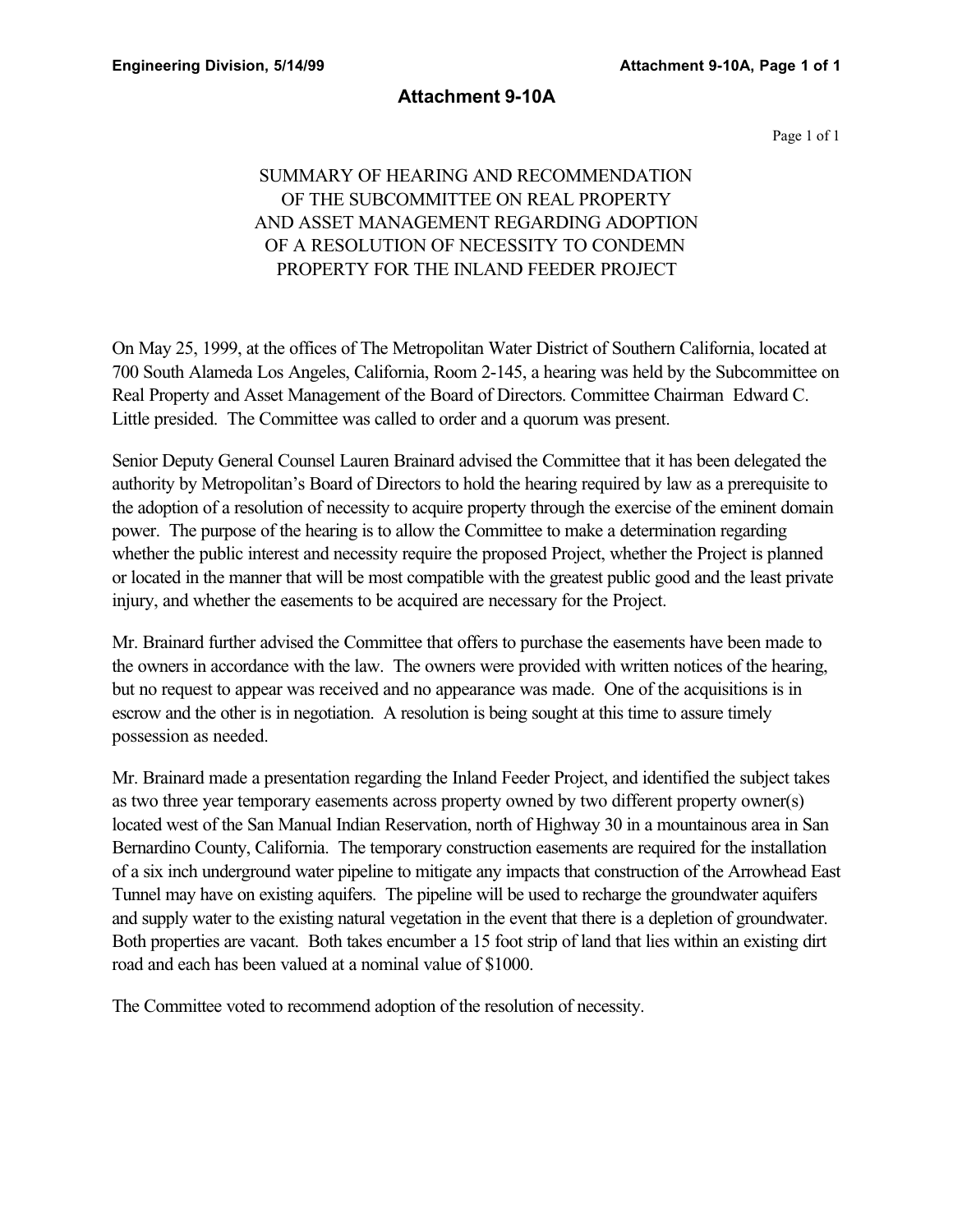# Attachment 9-10A

SUMMARY OF HEARING AND RECOMMENDATION
OF THE SUBCOMMITTEE ON REAL PROPERTY
AND ASSET MANAGEMENT REGARDING ADOPTION
OF A RESOLUTION OF NECESSITY TO CONDEMN
PROPERTY FOR THE INLAND FEEDER PROJECT

On May 25, 1999, at the offices of The Metropolitan Water District of Southern California, located at 700 South Alameda Los Angeles, California, Room 2-145, a hearing was held by the Subcommittee on Real Property and Asset Management of the Board of Directors. Committee Chairman Edward C. Little presided. The Committee was called to order and a quorum was present.

Senior Deputy General Counsel Lauren Brainard advised the Committee that it has been delegated the authority by Metropolitan's Board of Directors to hold the hearing required by law as a prerequisite to the adoption of a resolution of necessity to acquire property through the exercise of the eminent domain power. The purpose of the hearing is to allow the Committee to make a determination regarding whether the public interest and necessity require the proposed Project, whether the Project is planned or located in the manner that will be most compatible with the greatest public good and the least private injury, and whether the easements to be acquired are necessary for the Project.

Mr. Brainard further advised the Committee that offers to purchase the easements have been made to the owners in accordance with the law. The owners were provided with written notices of the hearing, but no request to appear was received and no appearance was made. One of the acquisitions is in escrow and the other is in negotiation. A resolution is being sought at this time to assure timely possession as needed.

Mr. Brainard made a presentation regarding the Inland Feeder Project, and identified the subject takes as two three year temporary easements across property owned by two different property owner(s) located west of the San Manual Indian Reservation, north of Highway 30 in a mountainous area in San Bernardino County, California. The temporary construction easements are required for the installation of a six inch underground water pipeline to mitigate any impacts that construction of the Arrowhead East Tunnel may have on existing aquifers. The pipeline will be used to recharge the groundwater aquifers and supply water to the existing natural vegetation in the event that there is a depletion of groundwater. Both properties are vacant. Both takes encumber a 15 foot strip of land that lies within an existing dirt road and each has been valued at a nominal value of $1000.

The Committee voted to recommend adoption of the resolution of necessity.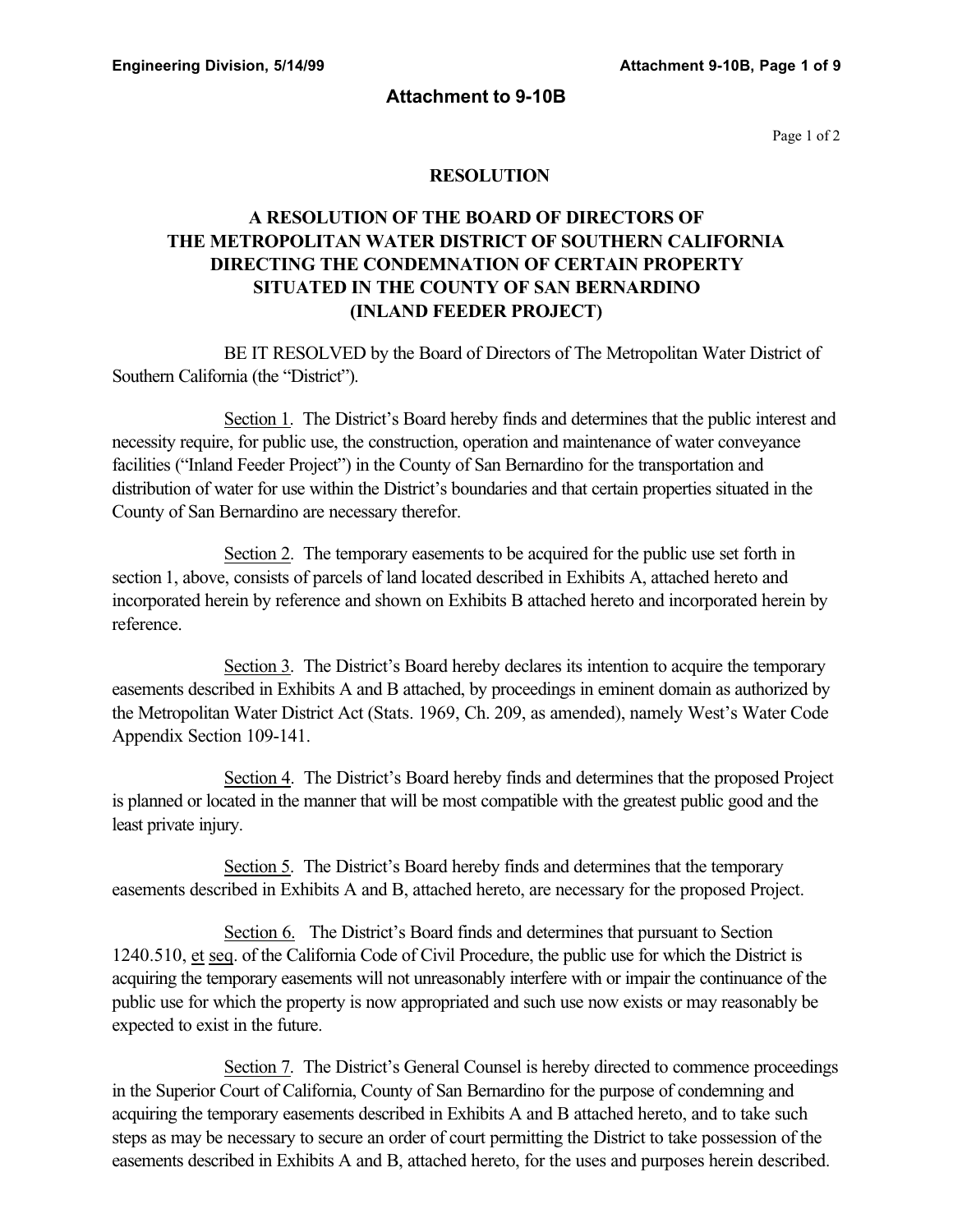## Attachment to 9-10B

Page 1 of 2

**RESOLUTION**

**A RESOLUTION OF THE BOARD OF DIRECTORS OF THE METROPOLITAN WATER DISTRICT OF SOUTHERN CALIFORNIA DIRECTING THE CONDEMNATION OF CERTAIN PROPERTY SITUATED IN THE COUNTY OF SAN BERNARDINO (INLAND FEEDER PROJECT)**

BE IT RESOLVED by the Board of Directors of The Metropolitan Water District of Southern California (the "District").

Section 1. The District's Board hereby finds and determines that the public interest and necessity require, for public use, the construction, operation and maintenance of water conveyance facilities ("Inland Feeder Project") in the County of San Bernardino for the transportation and distribution of water for use within the District's boundaries and that certain properties situated in the County of San Bernardino are necessary therefor.

Section 2. The temporary easements to be acquired for the public use set forth in section 1, above, consists of parcels of land located described in Exhibits A, attached hereto and incorporated herein by reference and shown on Exhibits B attached hereto and incorporated herein by reference.

Section 3. The District's Board hereby declares its intention to acquire the temporary easements described in Exhibits A and B attached, by proceedings in eminent domain as authorized by the Metropolitan Water District Act (Stats. 1969, Ch. 209, as amended), namely West's Water Code Appendix Section 109-141.

Section 4. The District's Board hereby finds and determines that the proposed Project is planned or located in the manner that will be most compatible with the greatest public good and the least private injury.

Section 5. The District's Board hereby finds and determines that the temporary easements described in Exhibits A and B, attached hereto, are necessary for the proposed Project.

Section 6. The District's Board finds and determines that pursuant to Section 1240.510, et seq. of the California Code of Civil Procedure, the public use for which the District is acquiring the temporary easements will not unreasonably interfere with or impair the continuance of the public use for which the property is now appropriated and such use now exists or may reasonably be expected to exist in the future.

Section 7. The District's General Counsel is hereby directed to commence proceedings in the Superior Court of California, County of San Bernardino for the purpose of condemning and acquiring the temporary easements described in Exhibits A and B attached hereto, and to take such steps as may be necessary to secure an order of court permitting the District to take possession of the easements described in Exhibits A and B, attached hereto, for the uses and purposes herein described.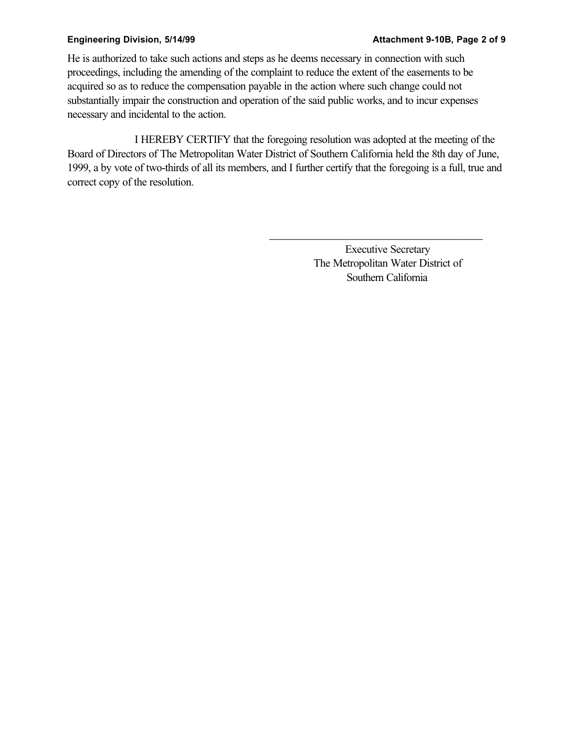He is authorized to take such actions and steps as he deems necessary in connection with such proceedings, including the amending of the complaint to reduce the extent of the easements to be acquired so as to reduce the compensation payable in the action where such change could not substantially impair the construction and operation of the said public works, and to incur expenses necessary and incidental to the action.

I HEREBY CERTIFY that the foregoing resolution was adopted at the meeting of the Board of Directors of The Metropolitan Water District of Southern California held the 8th day of June, 1999, a by vote of two-thirds of all its members, and I further certify that the foregoing is a full, true and correct copy of the resolution.

\_\_\_\_\_\_\_\_\_\_\_\_\_\_\_\_\_\_\_\_\_\_\_\_\_\_\_\_\_\_\_\_\_\_\_\_\_\_\_\_

Executive Secretary
The Metropolitan Water District of
Southern California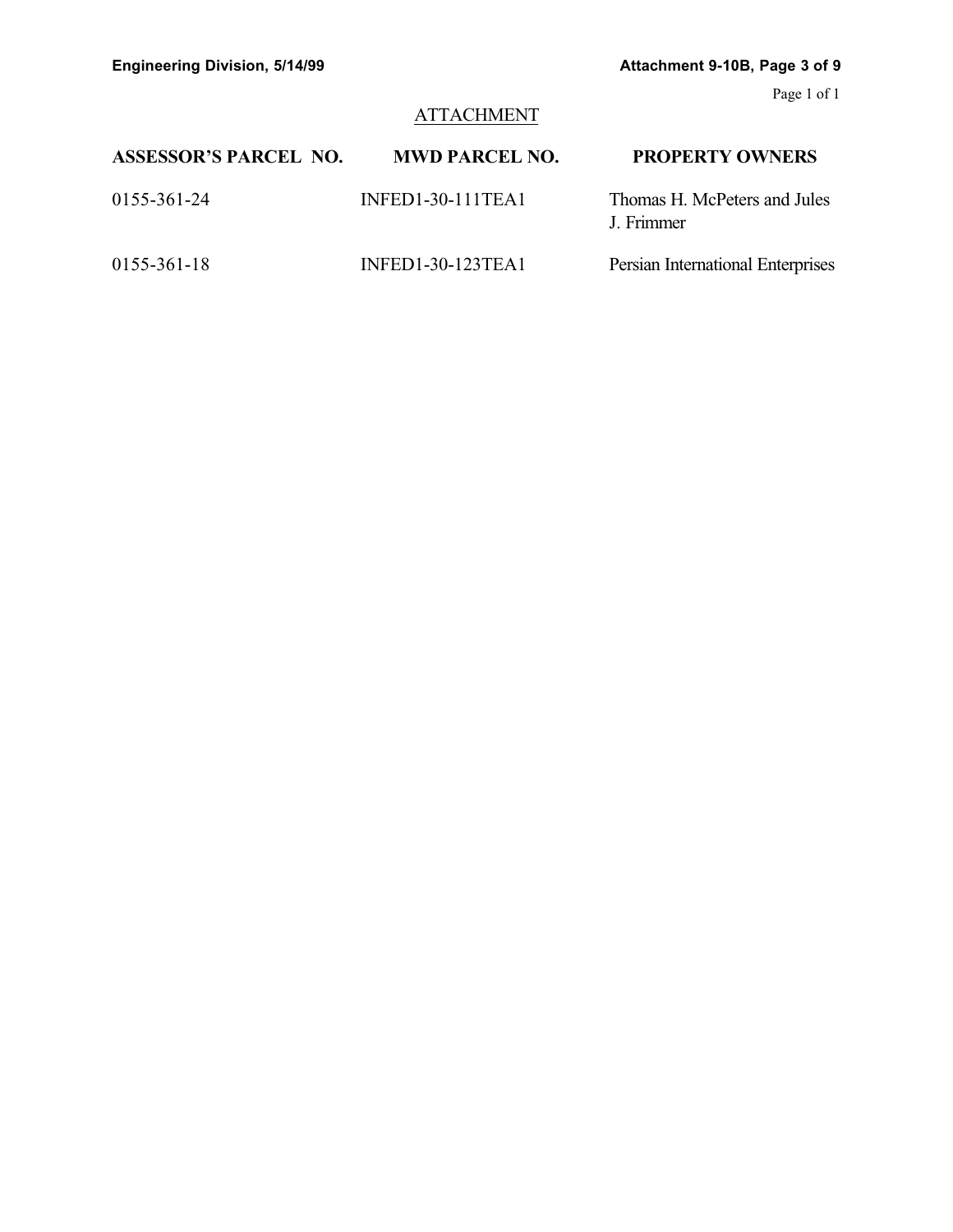ATTACHMENT

| ASSESSOR'S PARCEL NO. | MWD PARCEL NO. | PROPERTY OWNERS |
|---|---|---|
| 0155-361-24 | INFED1-30-111TEA1 | Thomas H. McPeters and Jules J. Frimmer |
| 0155-361-18 | INFED1-30-123TEA1 | Persian International Enterprises |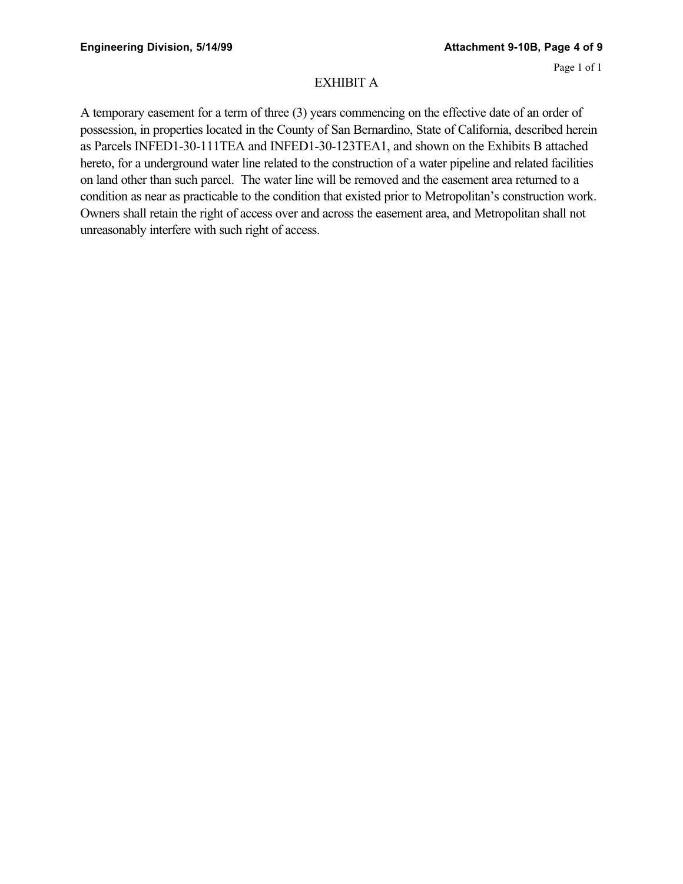# EXHIBIT A

A temporary easement for a term of three (3) years commencing on the effective date of an order of possession, in properties located in the County of San Bernardino, State of California, described herein as Parcels INFED1-30-111TEA and INFED1-30-123TEA1, and shown on the Exhibits B attached hereto, for a underground water line related to the construction of a water pipeline and related facilities on land other than such parcel. The water line will be removed and the easement area returned to a condition as near as practicable to the condition that existed prior to Metropolitan's construction work. Owners shall retain the right of access over and across the easement area, and Metropolitan shall not unreasonably interfere with such right of access.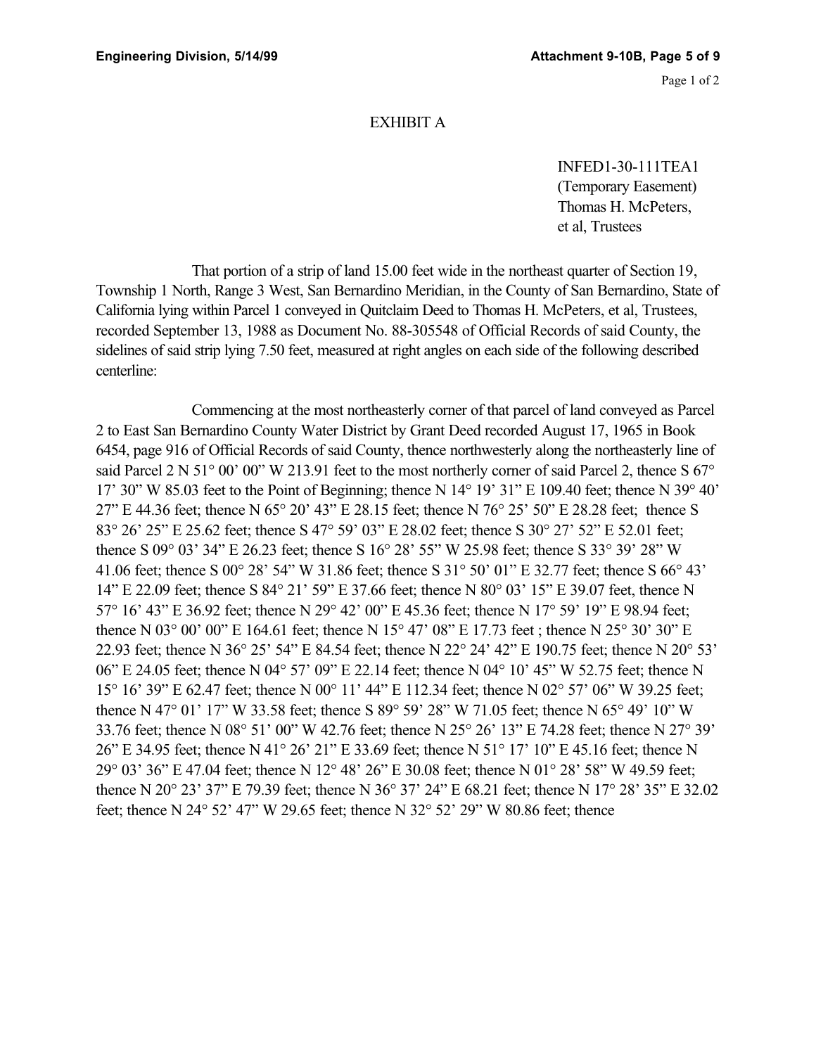# EXHIBIT A

INFED1-30-111TEA1
(Temporary Easement)
Thomas H. McPeters,
et al, Trustees

That portion of a strip of land 15.00 feet wide in the northeast quarter of Section 19, Township 1 North, Range 3 West, San Bernardino Meridian, in the County of San Bernardino, State of California lying within Parcel 1 conveyed in Quitclaim Deed to Thomas H. McPeters, et al, Trustees, recorded September 13, 1988 as Document No. 88-305548 of Official Records of said County, the sidelines of said strip lying 7.50 feet, measured at right angles on each side of the following described centerline:

Commencing at the most northeasterly corner of that parcel of land conveyed as Parcel 2 to East San Bernardino County Water District by Grant Deed recorded August 17, 1965 in Book 6454, page 916 of Official Records of said County, thence northwesterly along the northeasterly line of said Parcel 2 N 51° 00' 00" W 213.91 feet to the most northerly corner of said Parcel 2, thence S 67° 17' 30" W 85.03 feet to the Point of Beginning; thence N 14° 19' 31" E 109.40 feet; thence N 39° 40' 27" E 44.36 feet; thence N 65° 20' 43" E 28.15 feet; thence N 76° 25' 50" E 28.28 feet; thence S 83° 26' 25" E 25.62 feet; thence S 47° 59' 03" E 28.02 feet; thence S 30° 27' 52" E 52.01 feet; thence S 09° 03' 34" E 26.23 feet; thence S 16° 28' 55" W 25.98 feet; thence S 33° 39' 28" W 41.06 feet; thence S 00° 28' 54" W 31.86 feet; thence S 31° 50' 01" E 32.77 feet; thence S 66° 43' 14" E 22.09 feet; thence S 84° 21' 59" E 37.66 feet; thence N 80° 03' 15" E 39.07 feet, thence N 57° 16' 43" E 36.92 feet; thence N 29° 42' 00" E 45.36 feet; thence N 17° 59' 19" E 98.94 feet; thence N 03° 00' 00" E 164.61 feet; thence N 15° 47' 08" E 17.73 feet ; thence N 25° 30' 30" E 22.93 feet; thence N 36° 25' 54" E 84.54 feet; thence N 22° 24' 42" E 190.75 feet; thence N 20° 53' 06" E 24.05 feet; thence N 04° 57' 09" E 22.14 feet; thence N 04° 10' 45" W 52.75 feet; thence N 15° 16' 39" E 62.47 feet; thence N 00° 11' 44" E 112.34 feet; thence N 02° 57' 06" W 39.25 feet; thence N 47° 01' 17" W 33.58 feet; thence S 89° 59' 28" W 71.05 feet; thence N 65° 49' 10" W 33.76 feet; thence N 08° 51' 00" W 42.76 feet; thence N 25° 26' 13" E 74.28 feet; thence N 27° 39' 26" E 34.95 feet; thence N 41° 26' 21" E 33.69 feet; thence N 51° 17' 10" E 45.16 feet; thence N 29° 03' 36" E 47.04 feet; thence N 12° 48' 26" E 30.08 feet; thence N 01° 28' 58" W 49.59 feet; thence N 20° 23' 37" E 79.39 feet; thence N 36° 37' 24" E 68.21 feet; thence N 17° 28' 35" E 32.02 feet; thence N 24° 52' 47" W 29.65 feet; thence N 32° 52' 29" W 80.86 feet; thence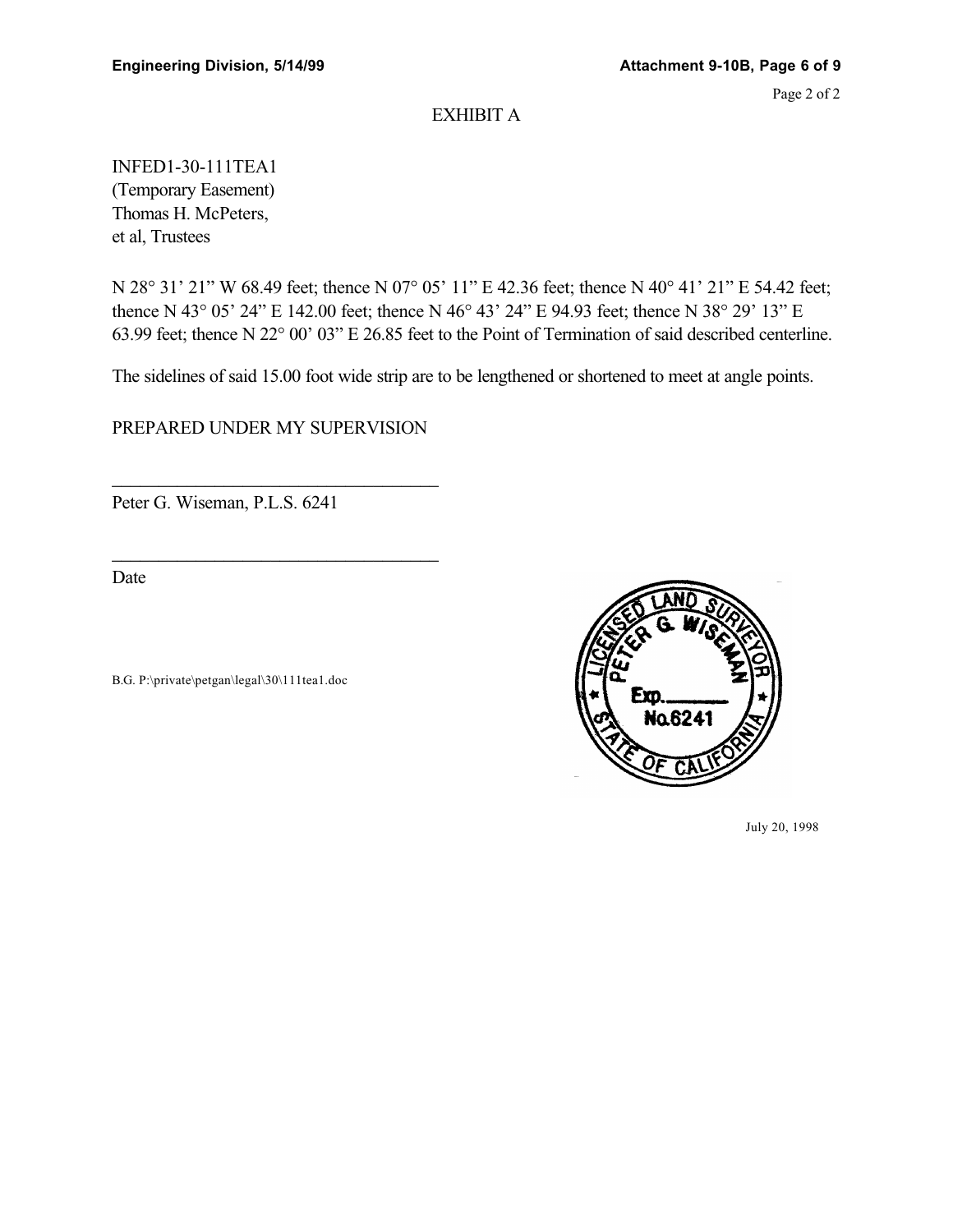# EXHIBIT A

INFED1-30-111TEA1
(Temporary Easement)
Thomas H. McPeters,
et al, Trustees

N 28° 31' 21" W 68.49 feet; thence N 07° 05' 11" E 42.36 feet; thence N 40° 41' 21" E 54.42 feet; thence N 43° 05' 24" E 142.00 feet; thence N 46° 43' 24" E 94.93 feet; thence N 38° 29' 13" E 63.99 feet; thence N 22° 00' 03" E 26.85 feet to the Point of Termination of said described centerline.

The sidelines of said 15.00 foot wide strip are to be lengthened or shortened to meet at angle points.

PREPARED UNDER MY SUPERVISION

___________________________________

Peter G. Wiseman, P.L.S. 6241

___________________________________

Date

B.G. P:\private\petgan\legal\30\111tea1.doc

LICENSED LAND SURVEYOR
PETER G. WISEMAN
Exp.______
No.6241
STATE OF CALIFORNIA

July 20, 1998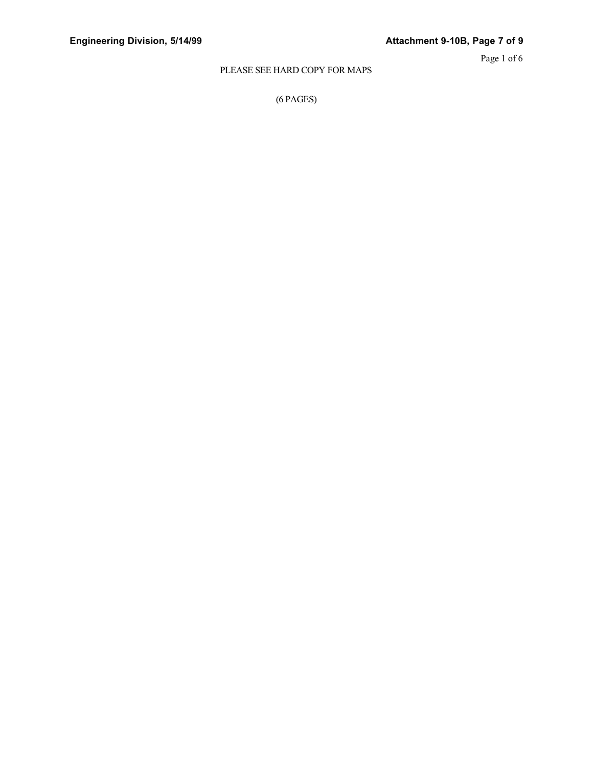PLEASE SEE HARD COPY FOR MAPS

(6 PAGES)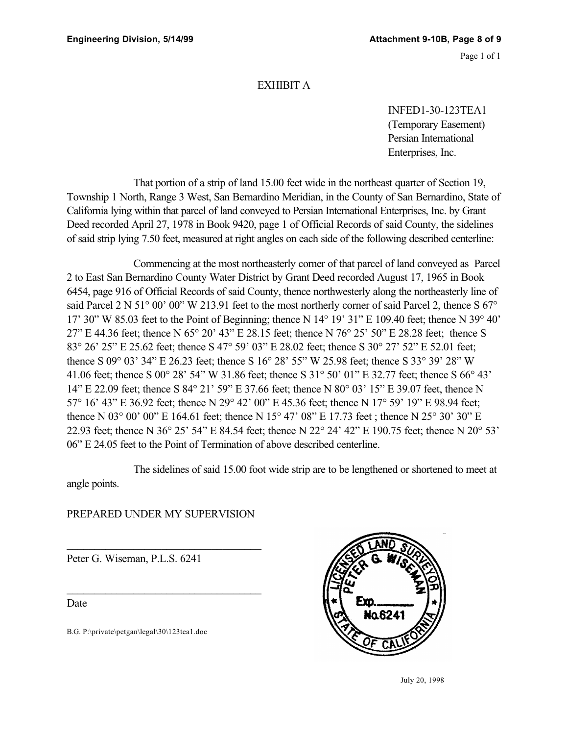# EXHIBIT A

INFED1-30-123TEA1
(Temporary Easement)
Persian International
Enterprises, Inc.

That portion of a strip of land 15.00 feet wide in the northeast quarter of Section 19, Township 1 North, Range 3 West, San Bernardino Meridian, in the County of San Bernardino, State of California lying within that parcel of land conveyed to Persian International Enterprises, Inc. by Grant Deed recorded April 27, 1978 in Book 9420, page 1 of Official Records of said County, the sidelines of said strip lying 7.50 feet, measured at right angles on each side of the following described centerline:

Commencing at the most northeasterly corner of that parcel of land conveyed as Parcel 2 to East San Bernardino County Water District by Grant Deed recorded August 17, 1965 in Book 6454, page 916 of Official Records of said County, thence northwesterly along the northeasterly line of said Parcel 2 N 51° 00' 00" W 213.91 feet to the most northerly corner of said Parcel 2, thence S 67° 17' 30" W 85.03 feet to the Point of Beginning; thence N 14° 19' 31" E 109.40 feet; thence N 39° 40' 27" E 44.36 feet; thence N 65° 20' 43" E 28.15 feet; thence N 76° 25' 50" E 28.28 feet; thence S 83° 26' 25" E 25.62 feet; thence S 47° 59' 03" E 28.02 feet; thence S 30° 27' 52" E 52.01 feet; thence S 09° 03' 34" E 26.23 feet; thence S 16° 28' 55" W 25.98 feet; thence S 33° 39' 28" W 41.06 feet; thence S 00° 28' 54" W 31.86 feet; thence S 31° 50' 01" E 32.77 feet; thence S 66° 43' 14" E 22.09 feet; thence S 84° 21' 59" E 37.66 feet; thence N 80° 03' 15" E 39.07 feet, thence N 57° 16' 43" E 36.92 feet; thence N 29° 42' 00" E 45.36 feet; thence N 17° 59' 19" E 98.94 feet; thence N 03° 00' 00" E 164.61 feet; thence N 15° 47' 08" E 17.73 feet ; thence N 25° 30' 30" E 22.93 feet; thence N 36° 25' 54" E 84.54 feet; thence N 22° 24' 42" E 190.75 feet; thence N 20° 53' 06" E 24.05 feet to the Point of Termination of above described centerline.

The sidelines of said 15.00 foot wide strip are to be lengthened or shortened to meet at angle points.

PREPARED UNDER MY SUPERVISION

\_\_\_\_\_\_\_\_\_\_\_\_\_\_\_\_\_\_\_\_\_\_\_\_\_\_\_\_\_\_\_\_\_\_\_\_

Peter G. Wiseman, P.L.S. 6241

\_\_\_\_\_\_\_\_\_\_\_\_\_\_\_\_\_\_\_\_\_\_\_\_\_\_\_\_\_\_\_\_\_\_\_\_

Date

B.G. P:\private\petgan\legal\30\123tea1.doc

LICENSED LAND SURVEYOR
PETER G. WISEMAN
Exp.\_\_\_\_\_\_
No.6241
STATE OF CALIFORNIA

July 20, 1998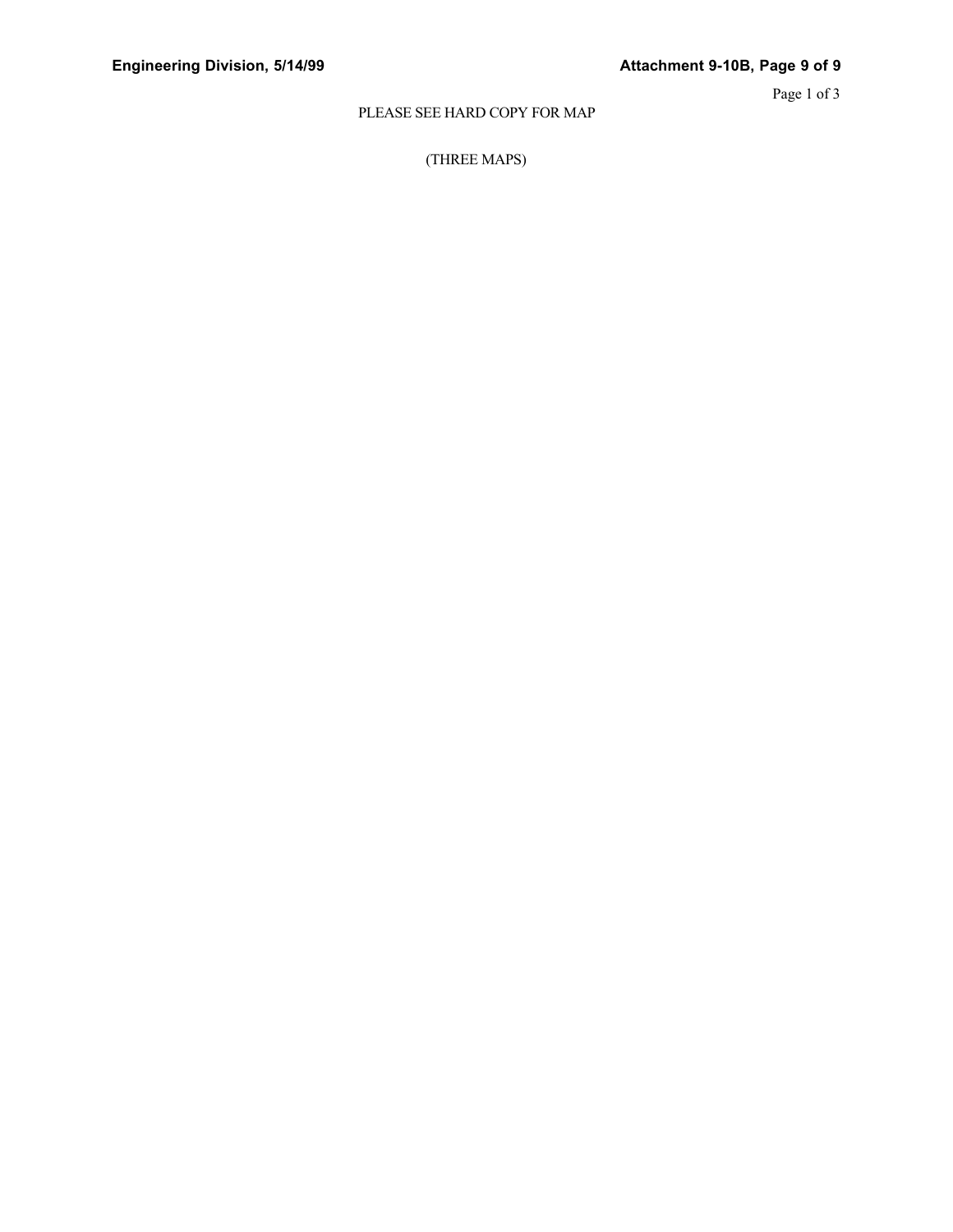PLEASE SEE HARD COPY FOR MAP

(THREE MAPS)